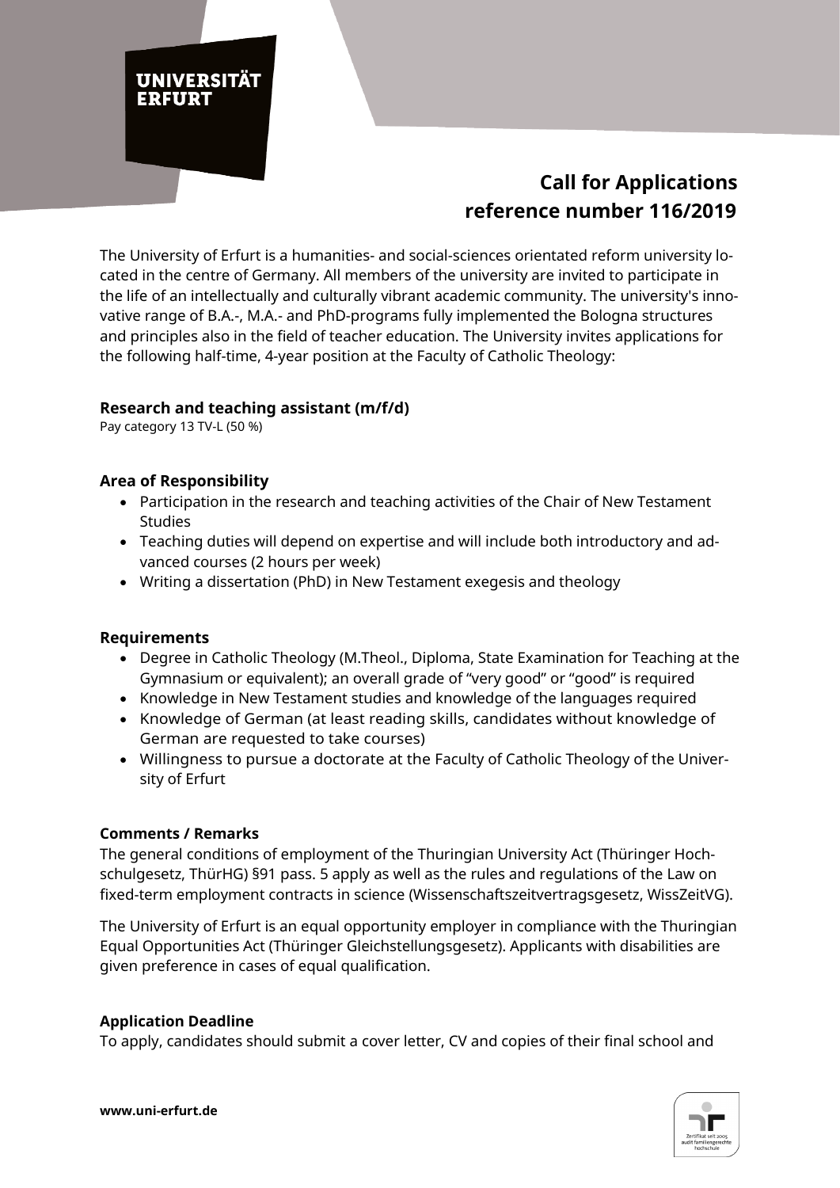**UNIVERSITÄT ERFURT**

# Call for Applications reference number 116/2019

The University of Erfurt is a humanities- and social-sciences orientated reform university located in the centre of Germany. All members of the university are invited to participate in the life of an intellectually and culturally vibrant academic community. The university's innovative range of B.A.-, M.A.- and PhD-programs fully implemented the Bologna structures and principles also in the field of teacher education. The University invites applications for the following half-time, 4-year position at the Faculty of Catholic Theology:

## Research and teaching assistant (m/f/d)

Pay category 13 TV-L (50 %)

### Area of Responsibility

- Participation in the research and teaching activities of the Chair of New Testament Studies
- Teaching duties will depend on expertise and will include both introductory and advanced courses (2 hours per week)
- Writing a dissertation (PhD) in New Testament exegesis and theology

### Requirements

- Degree in Catholic Theology (M.Theol., Diploma, State Examination for Teaching at the Gymnasium or equivalent); an overall grade of "very good" or "good" is required
- Knowledge in New Testament studies and knowledge of the languages required
- Knowledge of German (at least reading skills, candidates without knowledge of German are requested to take courses)
- Willingness to pursue a doctorate at the Faculty of Catholic Theology of the University of Erfurt

### Comments / Remarks

The general conditions of employment of the Thuringian University Act (Thüringer Hochschulgesetz, ThürHG) §91 pass. 5 apply as well as the rules and regulations of the Law on fixed-term employment contracts in science (Wissenschaftszeitvertragsgesetz, WissZeitVG).

The University of Erfurt is an equal opportunity employer in compliance with the Thuringian Equal Opportunities Act (Thüringer Gleichstellungsgesetz). Applicants with disabilities are given preference in cases of equal qualification.

### Application Deadline

To apply, candidates should submit a cover letter, CV and copies of their final school and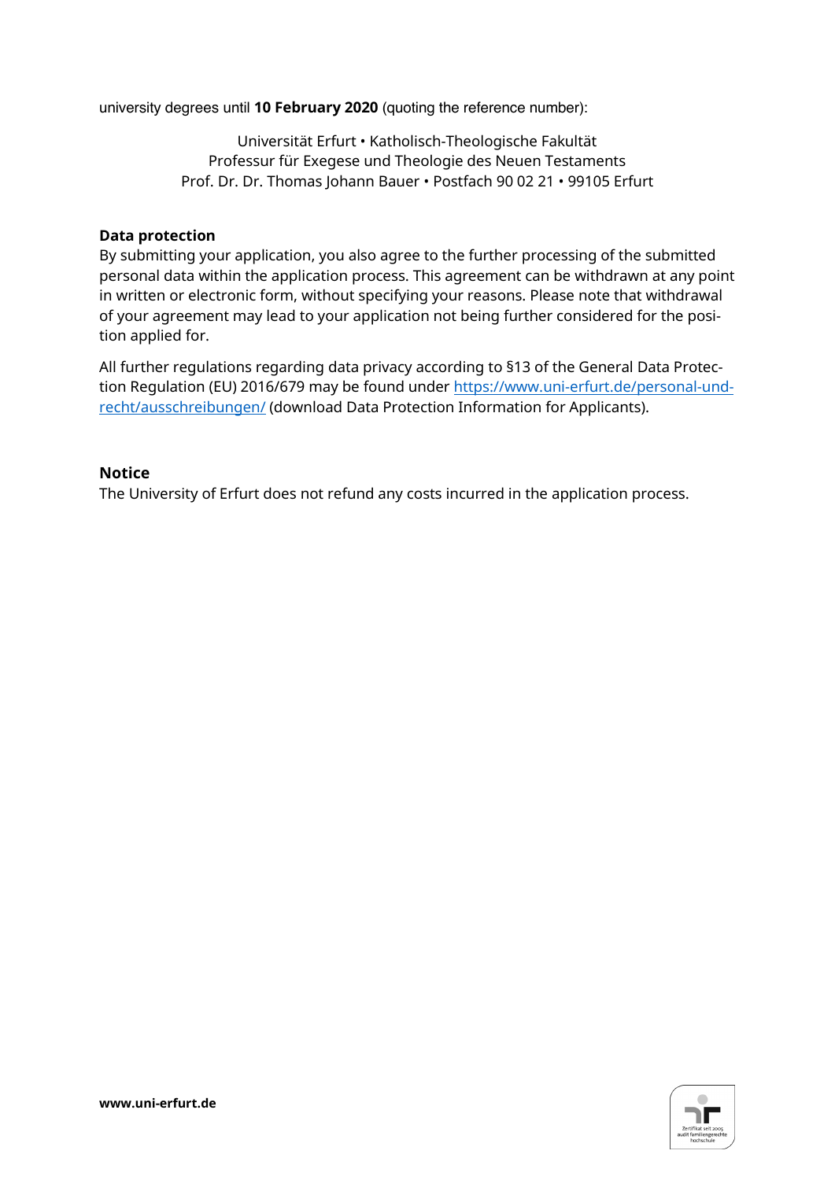university degrees until **10 February 2020** (quoting the reference number):

Universität Erfurt • Katholisch-Theologische Fakultät
Professur für Exegese und Theologie des Neuen Testaments
Prof. Dr. Dr. Thomas Johann Bauer • Postfach 90 02 21 • 99105 Erfurt

**Data protection**

By submitting your application, you also agree to the further processing of the submitted personal data within the application process. This agreement can be withdrawn at any point in written or electronic form, without specifying your reasons. Please note that withdrawal of your agreement may lead to your application not being further considered for the position applied for.

All further regulations regarding data privacy according to §13 of the General Data Protection Regulation (EU) 2016/679 may be found under https://www.uni-erfurt.de/personal-und-recht/ausschreibungen/ (download Data Protection Information for Applicants).

**Notice**

The University of Erfurt does not refund any costs incurred in the application process.

**www.uni-erfurt.de**